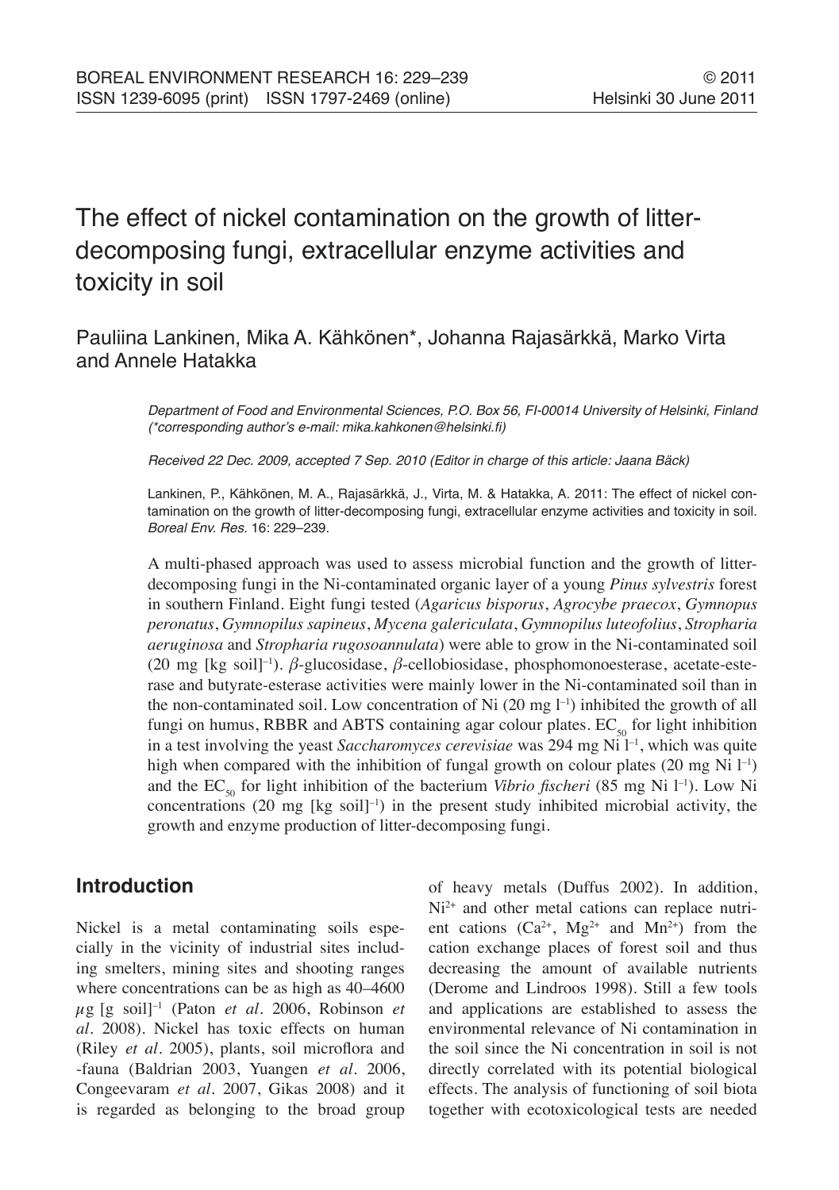# The effect of nickel contamination on the growth of litter-decomposing fungi, extracellular enzyme activities and toxicity in soil

Pauliina Lankinen, Mika A. Kähkönen*, Johanna Rajasärkkä, Marko Virta and Annele Hatakka

*Department of Food and Environmental Sciences, P.O. Box 56, FI-00014 University of Helsinki, Finland (*corresponding author's e-mail: mika.kahkonen@helsinki.fi)*

*Received 22 Dec. 2009, accepted 7 Sep. 2010 (Editor in charge of this article: Jaana Bäck)*

Lankinen, P., Kähkönen, M. A., Rajasärkkä, J., Virta, M. & Hatakka, A. 2011: The effect of nickel contamination on the growth of litter-decomposing fungi, extracellular enzyme activities and toxicity in soil. *Boreal Env. Res.* 16: 229–239.

A multi-phased approach was used to assess microbial function and the growth of litter-decomposing fungi in the Ni-contaminated organic layer of a young *Pinus sylvestris* forest in southern Finland. Eight fungi tested (*Agaricus bisporus*, *Agrocybe praecox*, *Gymnopus peronatus*, *Gymnopilus sapineus*, *Mycena galericulata*, *Gymnopilus luteofolius*, *Stropharia aeruginosa* and *Stropharia rugosoannulata*) were able to grow in the Ni-contaminated soil (20 mg [kg soil]$^{-1}$). $\beta$-glucosidase, $\beta$-cellobiosidase, phosphomonoesterase, acetate-esterase and butyrate-esterase activities were mainly lower in the Ni-contaminated soil than in the non-contaminated soil. Low concentration of Ni (20 mg l$^{-1}$) inhibited the growth of all fungi on humus, RBBR and ABTS containing agar colour plates. $EC_{50}$ for light inhibition in a test involving the yeast *Saccharomyces cerevisiae* was 294 mg Ni l$^{-1}$, which was quite high when compared with the inhibition of fungal growth on colour plates (20 mg Ni l$^{-1}$) and the $EC_{50}$ for light inhibition of the bacterium *Vibrio fischeri* (85 mg Ni l$^{-1}$). Low Ni concentrations (20 mg [kg soil]$^{-1}$) in the present study inhibited microbial activity, the growth and enzyme production of litter-decomposing fungi.

## Introduction

Nickel is a metal contaminating soils especially in the vicinity of industrial sites including smelters, mining sites and shooting ranges where concentrations can be as high as 40–4600 $\mu$g [g soil]$^{-1}$ (Paton *et al*. 2006, Robinson *et al*. 2008). Nickel has toxic effects on human (Riley *et al*. 2005), plants, soil microflora and -fauna (Baldrian 2003, Yuangen *et al*. 2006, Congeevaram *et al*. 2007, Gikas 2008) and it is regarded as belonging to the broad group of heavy metals (Duffus 2002). In addition, $Ni^{2+}$ and other metal cations can replace nutrient cations ($Ca^{2+}$, $Mg^{2+}$ and $Mn^{2+}$) from the cation exchange places of forest soil and thus decreasing the amount of available nutrients (Derome and Lindroos 1998). Still a few tools and applications are established to assess the environmental relevance of Ni contamination in the soil since the Ni concentration in soil is not directly correlated with its potential biological effects. The analysis of functioning of soil biota together with ecotoxicological tests are needed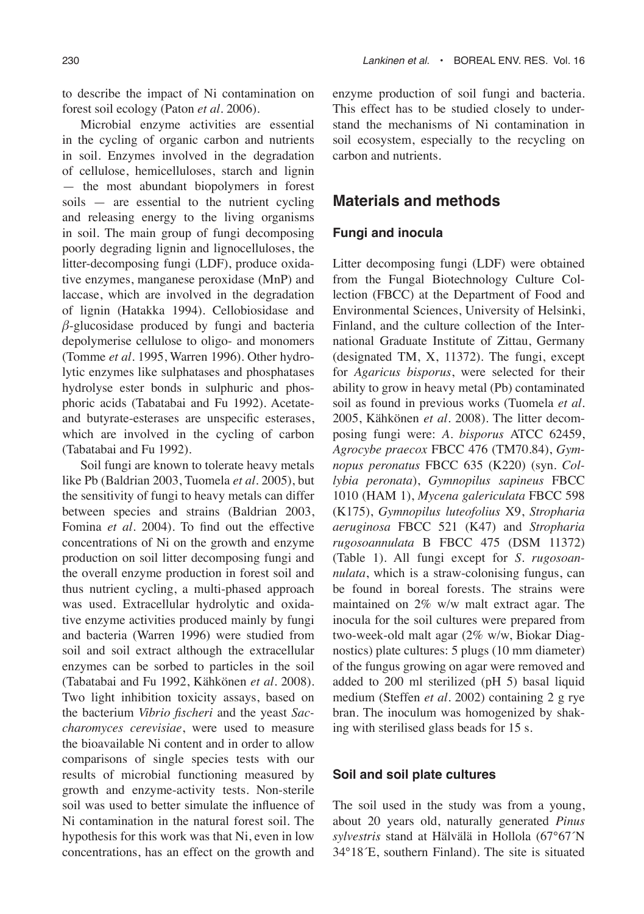to describe the impact of Ni contamination on forest soil ecology (Paton *et al.* 2006).

Microbial enzyme activities are essential in the cycling of organic carbon and nutrients in soil. Enzymes involved in the degradation of cellulose, hemicelluloses, starch and lignin — the most abundant biopolymers in forest soils — are essential to the nutrient cycling and releasing energy to the living organisms in soil. The main group of fungi decomposing poorly degrading lignin and lignocelluloses, the litter-decomposing fungi (LDF), produce oxidative enzymes, manganese peroxidase (MnP) and laccase, which are involved in the degradation of lignin (Hatakka 1994). Cellobiosidase and $\beta$-glucosidase produced by fungi and bacteria depolymerise cellulose to oligo- and monomers (Tomme *et al.* 1995, Warren 1996). Other hydrolytic enzymes like sulphatases and phosphatases hydrolyse ester bonds in sulphuric and phosphoric acids (Tabatabai and Fu 1992). Acetate- and butyrate-esterases are unspecific esterases, which are involved in the cycling of carbon (Tabatabai and Fu 1992).

Soil fungi are known to tolerate heavy metals like Pb (Baldrian 2003, Tuomela *et al.* 2005), but the sensitivity of fungi to heavy metals can differ between species and strains (Baldrian 2003, Fomina *et al.* 2004). To find out the effective concentrations of Ni on the growth and enzyme production on soil litter decomposing fungi and the overall enzyme production in forest soil and thus nutrient cycling, a multi-phased approach was used. Extracellular hydrolytic and oxidative enzyme activities produced mainly by fungi and bacteria (Warren 1996) were studied from soil and soil extract although the extracellular enzymes can be sorbed to particles in the soil (Tabatabai and Fu 1992, Kähkönen *et al.* 2008). Two light inhibition toxicity assays, based on the bacterium *Vibrio fischeri* and the yeast *Saccharomyces cerevisiae*, were used to measure the bioavailable Ni content and in order to allow comparisons of single species tests with our results of microbial functioning measured by growth and enzyme-activity tests. Non-sterile soil was used to better simulate the influence of Ni contamination in the natural forest soil. The hypothesis for this work was that Ni, even in low concentrations, has an effect on the growth and enzyme production of soil fungi and bacteria. This effect has to be studied closely to understand the mechanisms of Ni contamination in soil ecosystem, especially to the recycling on carbon and nutrients.

## Materials and methods

### Fungi and inocula

Litter decomposing fungi (LDF) were obtained from the Fungal Biotechnology Culture Collection (FBCC) at the Department of Food and Environmental Sciences, University of Helsinki, Finland, and the culture collection of the International Graduate Institute of Zittau, Germany (designated TM, X, 11372). The fungi, except for *Agaricus bisporus*, were selected for their ability to grow in heavy metal (Pb) contaminated soil as found in previous works (Tuomela *et al.* 2005, Kähkönen *et al.* 2008). The litter decomposing fungi were: *A. bisporus* ATCC 62459, *Agrocybe praecox* FBCC 476 (TM70.84), *Gymnopus peronatus* FBCC 635 (K220) (syn. *Collybia peronata*), *Gymnopilus sapineus* FBCC 1010 (HAM 1), *Mycena galericulata* FBCC 598 (K175), *Gymnopilus luteofolius* X9, *Stropharia aeruginosa* FBCC 521 (K47) and *Stropharia rugosoannulata* B FBCC 475 (DSM 11372) (Table 1). All fungi except for *S. rugosoannulata*, which is a straw-colonising fungus, can be found in boreal forests. The strains were maintained on 2% w/w malt extract agar. The inocula for the soil cultures were prepared from two-week-old malt agar (2% w/w, Biokar Diagnostics) plate cultures: 5 plugs (10 mm diameter) of the fungus growing on agar were removed and added to 200 ml sterilized (pH 5) basal liquid medium (Steffen *et al.* 2002) containing 2 g rye bran. The inoculum was homogenized by shaking with sterilised glass beads for 15 s.

### Soil and soil plate cultures

The soil used in the study was from a young, about 20 years old, naturally generated *Pinus sylvestris* stand at Hälvälä in Hollola (67°67´N 34°18´E, southern Finland). The site is situated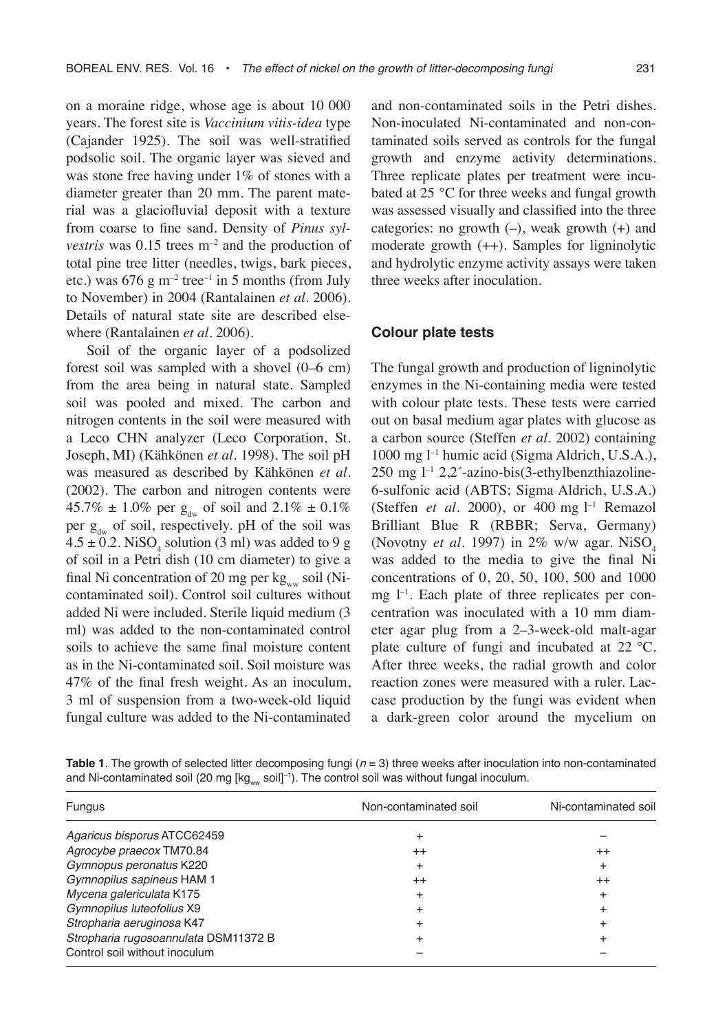on a moraine ridge, whose age is about 10 000 years. The forest site is *Vaccinium vitis-idea* type (Cajander 1925). The soil was well-stratified podsolic soil. The organic layer was sieved and was stone free having under 1% of stones with a diameter greater than 20 mm. The parent material was a glaciofluvial deposit with a texture from coarse to fine sand. Density of *Pinus sylvestris* was 0.15 trees $m^{-2}$ and the production of total pine tree litter (needles, twigs, bark pieces, etc.) was 676 g $m^{-2}$ $tree^{-1}$ in 5 months (from July to November) in 2004 (Rantalainen *et al*. 2006). Details of natural state site are described elsewhere (Rantalainen *et al*. 2006).

Soil of the organic layer of a podsolized forest soil was sampled with a shovel (0–6 cm) from the area being in natural state. Sampled soil was pooled and mixed. The carbon and nitrogen contents in the soil were measured with a Leco CHN analyzer (Leco Corporation, St. Joseph, MI) (Kähkönen *et al*. 1998). The soil pH was measured as described by Kähkönen *et al*. (2002). The carbon and nitrogen contents were 45.7% ± 1.0% per $g_{dw}$ of soil and 2.1% ± 0.1% per $g_{dw}$ of soil, respectively. pH of the soil was 4.5 ± 0.2. $NiSO_4$ solution (3 ml) was added to 9 g of soil in a Petri dish (10 cm diameter) to give a final Ni concentration of 20 mg per $kg_{ww}$ soil (Ni-contaminated soil). Control soil cultures without added Ni were included. Sterile liquid medium (3 ml) was added to the non-contaminated control soils to achieve the same final moisture content as in the Ni-contaminated soil. Soil moisture was 47% of the final fresh weight. As an inoculum, 3 ml of suspension from a two-week-old liquid fungal culture was added to the Ni-contaminated and non-contaminated soils in the Petri dishes. Non-inoculated Ni-contaminated and non-contaminated soils served as controls for the fungal growth and enzyme activity determinations. Three replicate plates per treatment were incubated at 25 °C for three weeks and fungal growth was assessed visually and classified into the three categories: no growth (–), weak growth (+) and moderate growth (++). Samples for ligninolytic and hydrolytic enzyme activity assays were taken three weeks after inoculation.

### Colour plate tests

The fungal growth and production of ligninolytic enzymes in the Ni-containing media were tested with colour plate tests. These tests were carried out on basal medium agar plates with glucose as a carbon source (Steffen *et al*. 2002) containing 1000 mg $l^{-1}$ humic acid (Sigma Aldrich, U.S.A.), 250 mg $l^{-1}$ 2,2´-azino-bis(3-ethylbenzthiazoline-6-sulfonic acid (ABTS; Sigma Aldrich, U.S.A.) (Steffen *et al*. 2000), or 400 mg $l^{-1}$ Remazol Brilliant Blue R (RBBR; Serva, Germany) (Novotny *et al*. 1997) in 2% w/w agar. $NiSO_4$ was added to the media to give the final Ni concentrations of 0, 20, 50, 100, 500 and 1000 mg $l^{-1}$. Each plate of three replicates per concentration was inoculated with a 10 mm diameter agar plug from a 2–3-week-old malt-agar plate culture of fungi and incubated at 22 °C. After three weeks, the radial growth and color reaction zones were measured with a ruler. Laccase production by the fungi was evident when a dark-green color around the mycelium on

**Table 1**. The growth of selected litter decomposing fungi ($n = 3$) three weeks after inoculation into non-contaminated and Ni-contaminated soil (20 mg $[kg_{ww}\ soil]^{-1}$). The control soil was without fungal inoculum.

| Fungus | Non-contaminated soil | Ni-contaminated soil |
|---|---|---|
| *Agaricus bisporus* ATCC62459 | + | – |
| *Agrocybe praecox* TM70.84 | ++ | ++ |
| *Gymnopus peronatus* K220 | + | + |
| *Gymnopilus sapineus* HAM 1 | ++ | ++ |
| *Mycena galericulata* K175 | + | + |
| *Gymnopilus luteofolius* X9 | + | + |
| *Stropharia aeruginosa* K47 | + | + |
| *Stropharia rugosoannulata* DSM11372 B | + | + |
| Control soil without inoculum | – | – |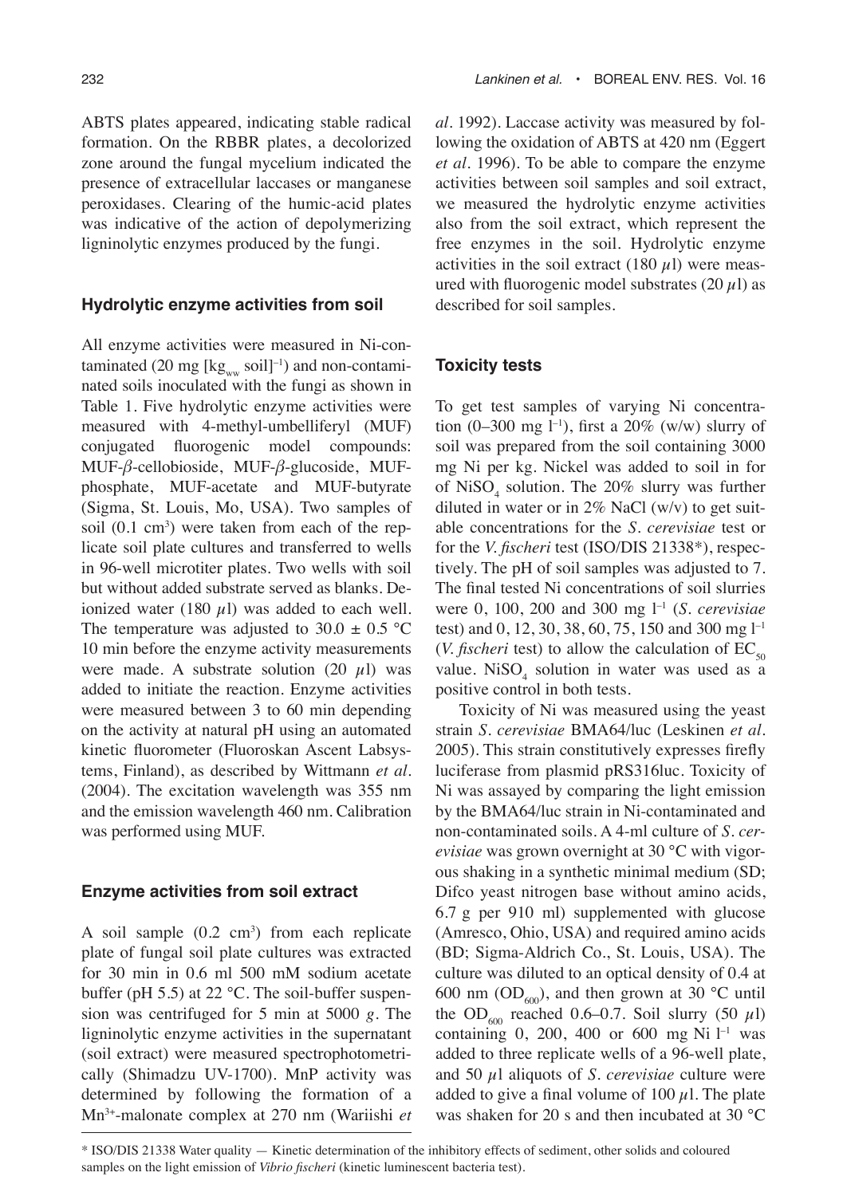ABTS plates appeared, indicating stable radical formation. On the RBBR plates, a decolorized zone around the fungal mycelium indicated the presence of extracellular laccases or manganese peroxidases. Clearing of the humic-acid plates was indicative of the action of depolymerizing ligninolytic enzymes produced by the fungi.

### Hydrolytic enzyme activities from soil

All enzyme activities were measured in Ni-contaminated (20 mg $[kg_{ww}$ soil$]^{-1}$) and non-contaminated soils inoculated with the fungi as shown in Table 1. Five hydrolytic enzyme activities were measured with 4-methyl-umbelliferyl (MUF) conjugated fluorogenic model compounds: MUF-$\beta$-cellobioside, MUF-$\beta$-glucoside, MUF-phosphate, MUF-acetate and MUF-butyrate (Sigma, St. Louis, Mo, USA). Two samples of soil (0.1 $cm^3$) were taken from each of the replicate soil plate cultures and transferred to wells in 96-well microtiter plates. Two wells with soil but without added substrate served as blanks. Deionized water (180 $\mu$l) was added to each well. The temperature was adjusted to 30.0 ± 0.5 °C 10 min before the enzyme activity measurements were made. A substrate solution (20 $\mu$l) was added to initiate the reaction. Enzyme activities were measured between 3 to 60 min depending on the activity at natural pH using an automated kinetic fluorometer (Fluoroskan Ascent Labsystems, Finland), as described by Wittmann *et al.* (2004). The excitation wavelength was 355 nm and the emission wavelength 460 nm. Calibration was performed using MUF.

### Enzyme activities from soil extract

A soil sample (0.2 $cm^3$) from each replicate plate of fungal soil plate cultures was extracted for 30 min in 0.6 ml 500 mM sodium acetate buffer (pH 5.5) at 22 °C. The soil-buffer suspension was centrifuged for 5 min at 5000 *g*. The ligninolytic enzyme activities in the supernatant (soil extract) were measured spectrophotometrically (Shimadzu UV-1700). MnP activity was determined by following the formation of a $Mn^{3+}$-malonate complex at 270 nm (Wariishi *et al.* 1992). Laccase activity was measured by following the oxidation of ABTS at 420 nm (Eggert *et al.* 1996). To be able to compare the enzyme activities between soil samples and soil extract, we measured the hydrolytic enzyme activities also from the soil extract, which represent the free enzymes in the soil. Hydrolytic enzyme activities in the soil extract (180 $\mu$l) were measured with fluorogenic model substrates (20 $\mu$l) as described for soil samples.

### Toxicity tests

To get test samples of varying Ni concentration (0–300 mg $l^{-1}$), first a 20% (w/w) slurry of soil was prepared from the soil containing 3000 mg Ni per kg. Nickel was added to soil in for of $NiSO_4$ solution. The 20% slurry was further diluted in water or in 2% NaCl (w/v) to get suitable concentrations for the *S. cerevisiae* test or for the *V. fischeri* test (ISO/DIS 21338*), respectively. The pH of soil samples was adjusted to 7. The final tested Ni concentrations of soil slurries were 0, 100, 200 and 300 mg $l^{-1}$ (*S. cerevisiae* test) and 0, 12, 30, 38, 60, 75, 150 and 300 mg $l^{-1}$ (*V. fischeri* test) to allow the calculation of $EC_{50}$ value. $NiSO_4$ solution in water was used as a positive control in both tests.

Toxicity of Ni was measured using the yeast strain *S. cerevisiae* BMA64/luc (Leskinen *et al.* 2005). This strain constitutively expresses firefly luciferase from plasmid pRS316luc. Toxicity of Ni was assayed by comparing the light emission by the BMA64/luc strain in Ni-contaminated and non-contaminated soils. A 4-ml culture of *S. cerevisiae* was grown overnight at 30 °C with vigorous shaking in a synthetic minimal medium (SD; Difco yeast nitrogen base without amino acids, 6.7 g per 910 ml) supplemented with glucose (Amresco, Ohio, USA) and required amino acids (BD; Sigma-Aldrich Co., St. Louis, USA). The culture was diluted to an optical density of 0.4 at 600 nm ($OD_{600}$), and then grown at 30 °C until the $OD_{600}$ reached 0.6–0.7. Soil slurry (50 $\mu$l) containing 0, 200, 400 or 600 mg Ni $l^{-1}$ was added to three replicate wells of a 96-well plate, and 50 $\mu$l aliquots of *S. cerevisiae* culture were added to give a final volume of 100 $\mu$l. The plate was shaken for 20 s and then incubated at 30 °C

* ISO/DIS 21338 Water quality — Kinetic determination of the inhibitory effects of sediment, other solids and coloured samples on the light emission of *Vibrio fischeri* (kinetic luminescent bacteria test).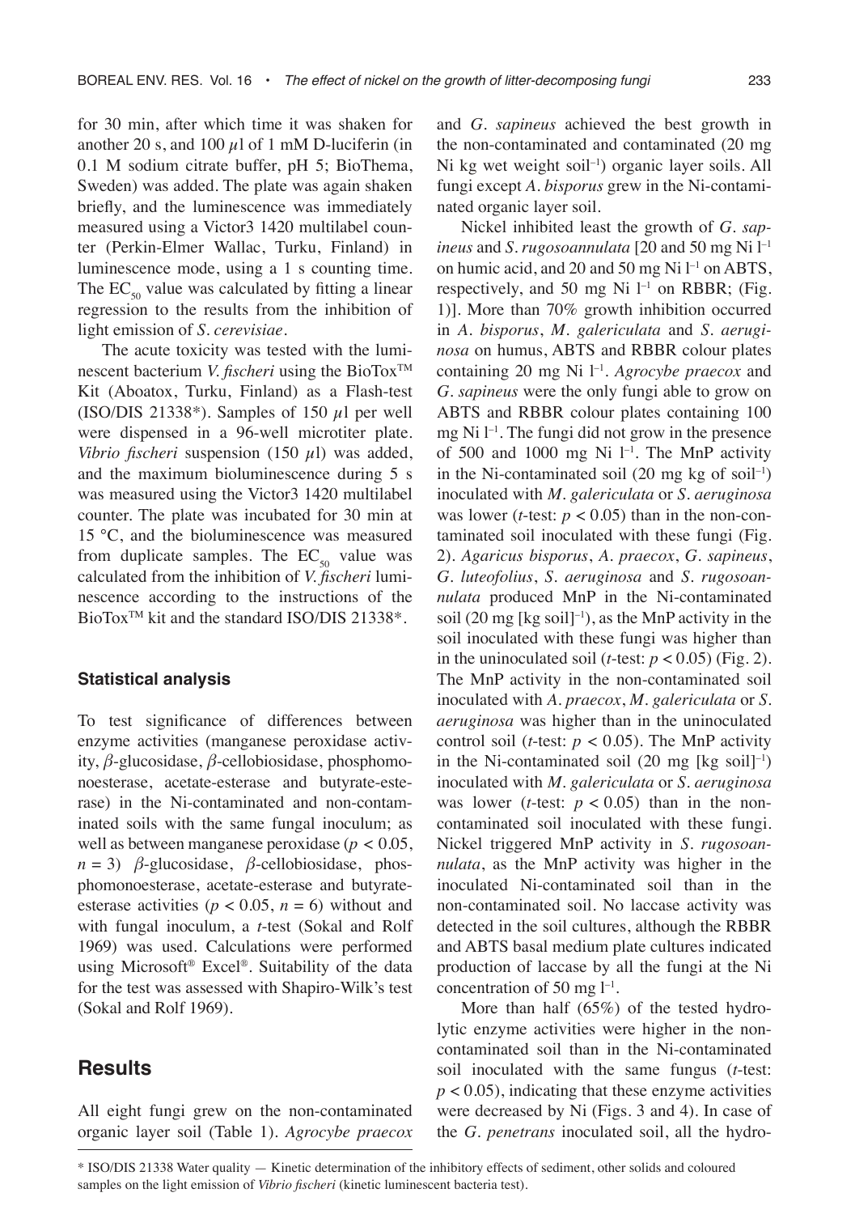for 30 min, after which time it was shaken for another 20 s, and 100 $\mu$l of 1 mM D-luciferin (in 0.1 M sodium citrate buffer, pH 5; BioThema, Sweden) was added. The plate was again shaken briefly, and the luminescence was immediately measured using a Victor3 1420 multilabel counter (Perkin-Elmer Wallac, Turku, Finland) in luminescence mode, using a 1 s counting time. The $EC_{50}$ value was calculated by fitting a linear regression to the results from the inhibition of light emission of *S. cerevisiae*.

The acute toxicity was tested with the luminescent bacterium *V. fischeri* using the BioTox™ Kit (Aboatox, Turku, Finland) as a Flash-test (ISO/DIS 21338*). Samples of 150 $\mu$l per well were dispensed in a 96-well microtiter plate. *Vibrio fischeri* suspension (150 $\mu$l) was added, and the maximum bioluminescence during 5 s was measured using the Victor3 1420 multilabel counter. The plate was incubated for 30 min at 15 °C, and the bioluminescence was measured from duplicate samples. The $EC_{50}$ value was calculated from the inhibition of *V. fischeri* luminescence according to the instructions of the BioTox™ kit and the standard ISO/DIS 21338*.

### Statistical analysis

To test significance of differences between enzyme activities (manganese peroxidase activity, $\beta$-glucosidase, $\beta$-cellobiosidase, phosphomonoesterase, acetate-esterase and butyrate-esterase) in the Ni-contaminated and non-contaminated soils with the same fungal inoculum; as well as between manganese peroxidase ($p < 0.05$, $n = 3$) $\beta$-glucosidase, $\beta$-cellobiosidase, phosphomonoesterase, acetate-esterase and butyrate-esterase activities ($p < 0.05$, $n = 6$) without and with fungal inoculum, a *t*-test (Sokal and Rolf 1969) was used. Calculations were performed using Microsoft® Excel®. Suitability of the data for the test was assessed with Shapiro-Wilk's test (Sokal and Rolf 1969).

## Results

All eight fungi grew on the non-contaminated organic layer soil (Table 1). *Agrocybe praecox* and *G. sapineus* achieved the best growth in the non-contaminated and contaminated (20 mg Ni kg wet weight $soil^{-1}$) organic layer soils. All fungi except *A. bisporus* grew in the Ni-contaminated organic layer soil.

Nickel inhibited least the growth of *G. sapineus* and *S. rugosoannulata* [20 and 50 mg Ni $l^{-1}$ on humic acid, and 20 and 50 mg Ni $l^{-1}$ on ABTS, respectively, and 50 mg Ni $l^{-1}$ on RBBR; (Fig. 1)]. More than 70% growth inhibition occurred in *A. bisporus*, *M. galericulata* and *S. aeruginosa* on humus, ABTS and RBBR colour plates containing 20 mg Ni $l^{-1}$. *Agrocybe praecox* and *G. sapineus* were the only fungi able to grow on ABTS and RBBR colour plates containing 100 mg Ni $l^{-1}$. The fungi did not grow in the presence of 500 and 1000 mg Ni $l^{-1}$. The MnP activity in the Ni-contaminated soil (20 mg kg of $soil^{-1}$) inoculated with *M. galericulata* or *S. aeruginosa* was lower (*t*-test: $p < 0.05$) than in the non-contaminated soil inoculated with these fungi (Fig. 2). *Agaricus bisporus*, *A. praecox*, *G. sapineus*, *G. luteofolius*, *S. aeruginosa* and *S. rugosoannulata* produced MnP in the Ni-contaminated soil (20 mg $[\text{kg soil}]^{-1}$), as the MnP activity in the soil inoculated with these fungi was higher than in the uninoculated soil (*t*-test: $p < 0.05$) (Fig. 2). The MnP activity in the non-contaminated soil inoculated with *A. praecox*, *M. galericulata* or *S. aeruginosa* was higher than in the uninoculated control soil (*t*-test: $p < 0.05$). The MnP activity in the Ni-contaminated soil (20 mg $[\text{kg soil}]^{-1}$) inoculated with *M. galericulata* or *S. aeruginosa* was lower (*t*-test: $p < 0.05$) than in the non-contaminated soil inoculated with these fungi. Nickel triggered MnP activity in *S. rugosoannulata*, as the MnP activity was higher in the inoculated Ni-contaminated soil than in the non-contaminated soil. No laccase activity was detected in the soil cultures, although the RBBR and ABTS basal medium plate cultures indicated production of laccase by all the fungi at the Ni concentration of 50 mg $l^{-1}$.

More than half (65%) of the tested hydrolytic enzyme activities were higher in the non-contaminated soil than in the Ni-contaminated soil inoculated with the same fungus (*t*-test: $p < 0.05$), indicating that these enzyme activities were decreased by Ni (Figs. 3 and 4). In case of the *G. penetrans* inoculated soil, all the hydro-

\* ISO/DIS 21338 Water quality — Kinetic determination of the inhibitory effects of sediment, other solids and coloured samples on the light emission of *Vibrio fischeri* (kinetic luminescent bacteria test).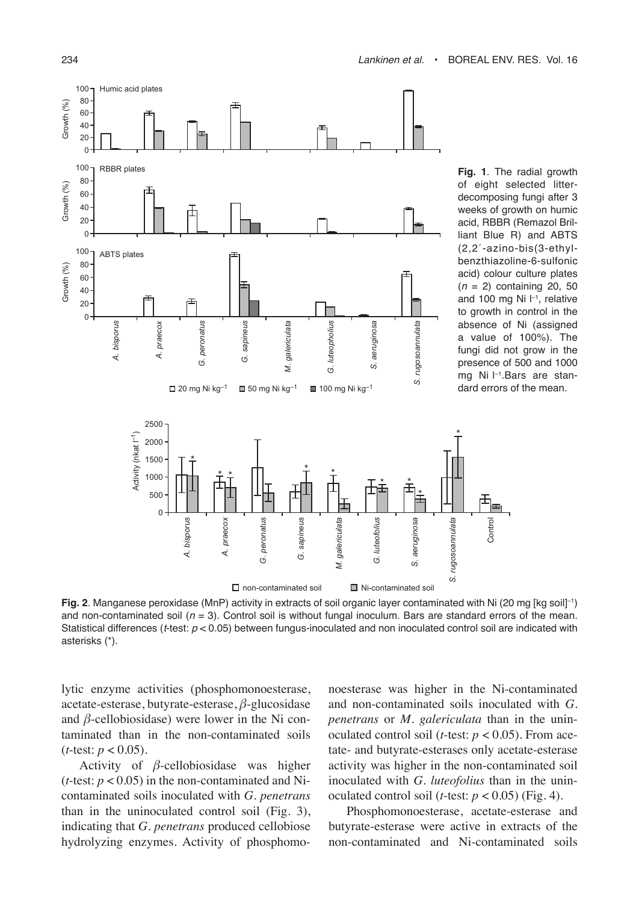**Fig. 1**. The radial growth of eight selected litter-decomposing fungi after 3 weeks of growth on humic acid, RBBR (Remazol Brilliant Blue R) and ABTS (2,2´-azino-bis(3-ethylbenzthiazoline-6-sulfonic acid) colour culture plates ($n = 2$) containing 20, 50 and 100 mg Ni $l^{-1}$, relative to growth in control in the absence of Ni (assigned a value of 100%). The fungi did not grow in the presence of 500 and 1000 mg Ni $l^{-1}$. Bars are standard errors of the mean.

**Fig. 2**. Manganese peroxidase (MnP) activity in extracts of soil organic layer contaminated with Ni (20 mg [kg soil]$^{-1}$) and non-contaminated soil ($n = 3$). Control soil is without fungal inoculum. Bars are standard errors of the mean. Statistical differences ($t$-test: $p < 0.05$) between fungus-inoculated and non inoculated control soil are indicated with asterisks (*).

lytic enzyme activities (phosphomonoesterase, acetate-esterase, butyrate-esterase, $\beta$-glucosidase and $\beta$-cellobiosidase) were lower in the Ni contaminated than in the non-contaminated soils ($t$-test: $p < 0.05$).

Activity of $\beta$-cellobiosidase was higher ($t$-test: $p < 0.05$) in the non-contaminated and Ni-contaminated soils inoculated with *G. penetrans* than in the uninoculated control soil (Fig. 3), indicating that *G. penetrans* produced cellobiose hydrolyzing enzymes. Activity of phosphomonoesterase was higher in the Ni-contaminated and non-contaminated soils inoculated with *G. penetrans* or *M. galericulata* than in the uninoculated control soil ($t$-test: $p < 0.05$). From acetate- and butyrate-esterases only acetate-esterase activity was higher in the non-contaminated soil inoculated with *G. luteofolius* than in the uninoculated control soil ($t$-test: $p < 0.05$) (Fig. 4).

Phosphomonoesterase, acetate-esterase and butyrate-esterase were active in extracts of the non-contaminated and Ni-contaminated soils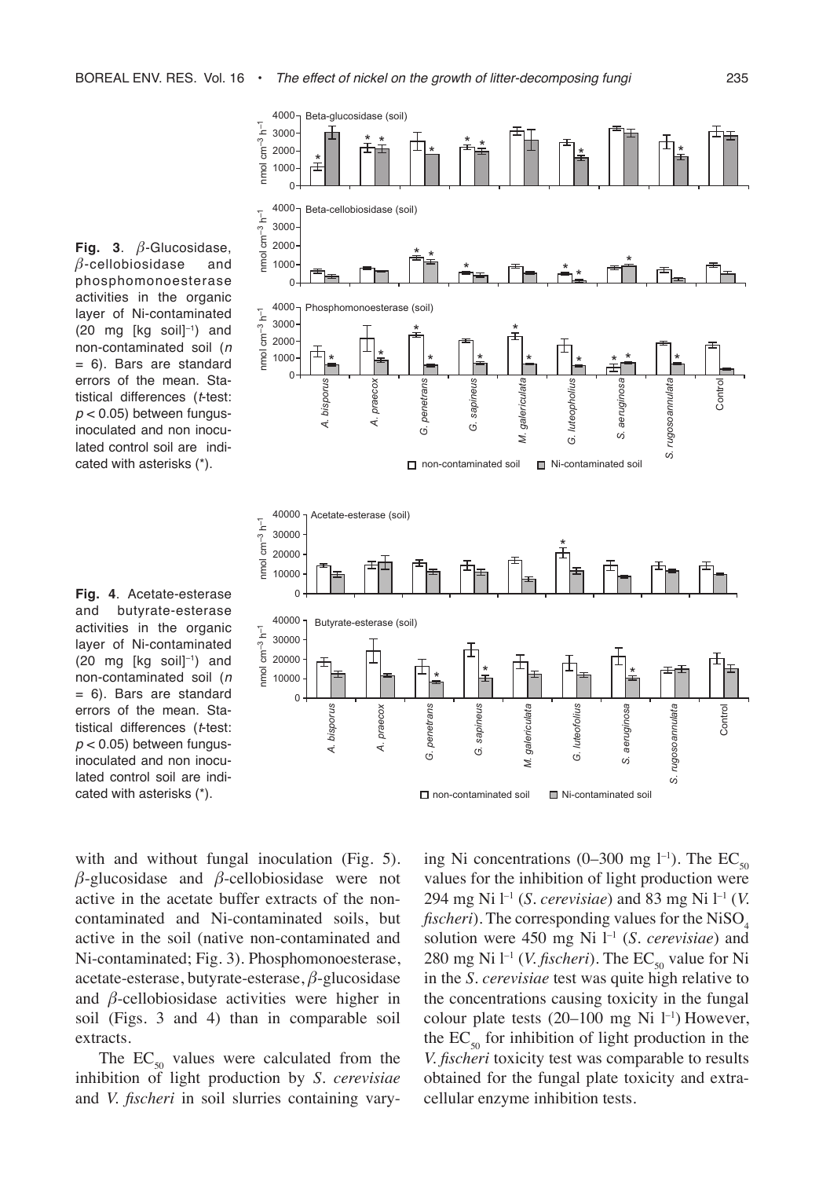**Fig. 3**. $\beta$-Glucosidase, $\beta$-cellobiosidase and phosphomonoesterase activities in the organic layer of Ni-contaminated (20 mg [kg soil]$^{-1}$) and non-contaminated soil ($n$ = 6). Bars are standard errors of the mean. Statistical differences ($t$-test: $p < 0.05$) between fungus-inoculated and non inoculated control soil are indicated with asterisks (*).

**Fig. 4**. Acetate-esterase and butyrate-esterase activities in the organic layer of Ni-contaminated (20 mg [kg soil]$^{-1}$) and non-contaminated soil ($n$ = 6). Bars are standard errors of the mean. Statistical differences ($t$-test: $p < 0.05$) between fungus-inoculated and non inoculated control soil are indicated with asterisks (*).

with and without fungal inoculation (Fig. 5). $\beta$-glucosidase and $\beta$-cellobiosidase were not active in the acetate buffer extracts of the non-contaminated and Ni-contaminated soils, but active in the soil (native non-contaminated and Ni-contaminated; Fig. 3). Phosphomonoesterase, acetate-esterase, butyrate-esterase, $\beta$-glucosidase and $\beta$-cellobiosidase activities were higher in soil (Figs. 3 and 4) than in comparable soil extracts.

The $EC_{50}$ values were calculated from the inhibition of light production by *S. cerevisiae* and *V. fischeri* in soil slurries containing varying Ni concentrations (0–300 mg l$^{-1}$). The $EC_{50}$ values for the inhibition of light production were 294 mg Ni l$^{-1}$ (*S. cerevisiae*) and 83 mg Ni l$^{-1}$ (*V. fischeri*). The corresponding values for the $NiSO_4$ solution were 450 mg Ni l$^{-1}$ (*S. cerevisiae*) and 280 mg Ni l$^{-1}$ (*V. fischeri*). The $EC_{50}$ value for Ni in the *S. cerevisiae* test was quite high relative to the concentrations causing toxicity in the fungal colour plate tests (20–100 mg Ni l$^{-1}$) However, the $EC_{50}$ for inhibition of light production in the *V. fischeri* toxicity test was comparable to results obtained for the fungal plate toxicity and extracellular enzyme inhibition tests.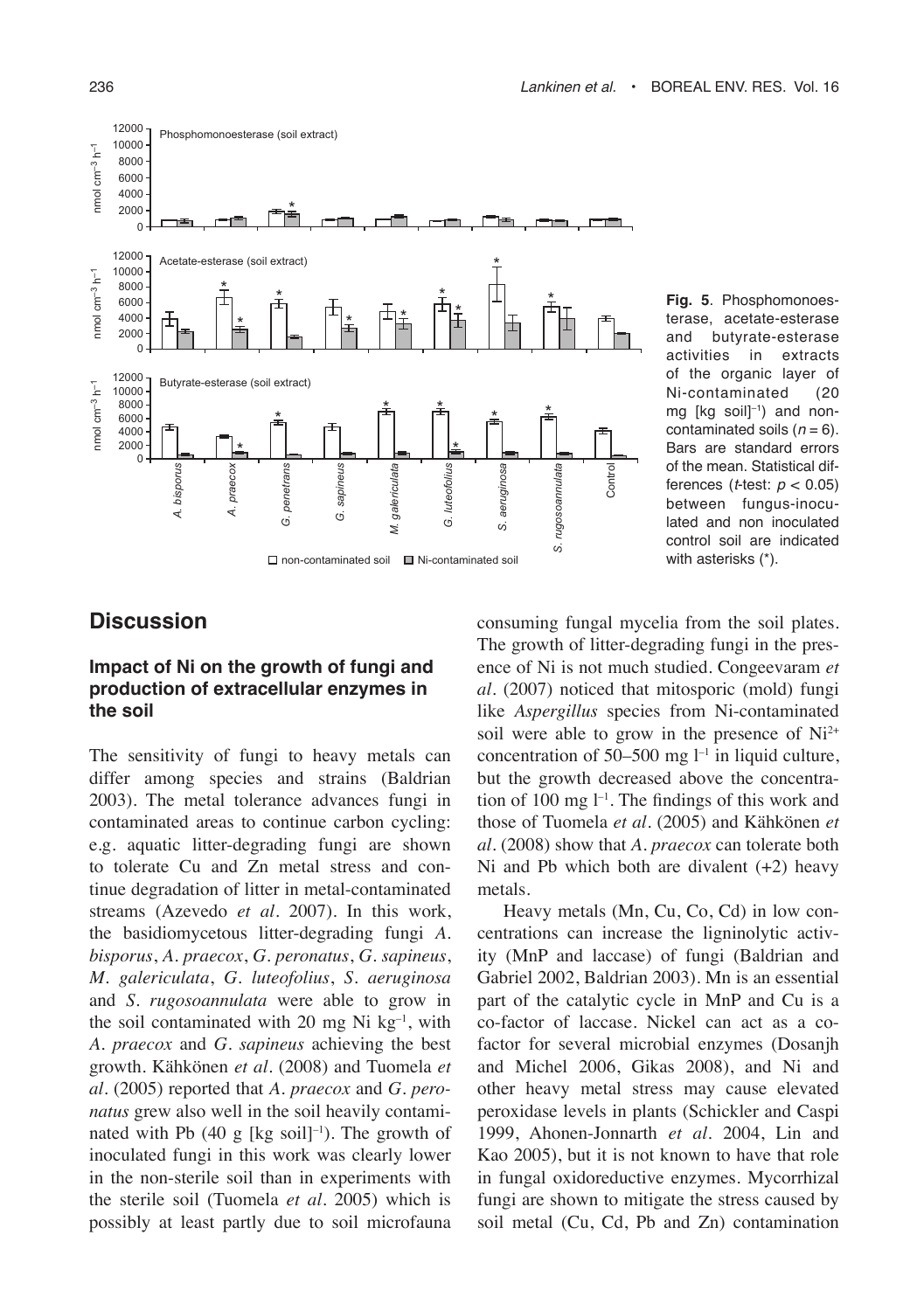**Fig. 5**. Phosphomonoesterase, acetate-esterase and butyrate-esterase activities in extracts of the organic layer of Ni-contaminated (20 mg [kg soil]$^{-1}$) and non-contaminated soils ($n = 6$). Bars are standard errors of the mean. Statistical differences ($t$-test: $p < 0.05$) between fungus-inoculated and non inoculated control soil are indicated with asterisks (*).

## Discussion

### Impact of Ni on the growth of fungi and production of extracellular enzymes in the soil

The sensitivity of fungi to heavy metals can differ among species and strains (Baldrian 2003). The metal tolerance advances fungi in contaminated areas to continue carbon cycling: e.g. aquatic litter-degrading fungi are shown to tolerate Cu and Zn metal stress and continue degradation of litter in metal-contaminated streams (Azevedo *et al*. 2007). In this work, the basidiomycetous litter-degrading fungi *A. bisporus*, *A. praecox*, *G. peronatus*, *G. sapineus*, *M. galericulata*, *G. luteofolius*, *S. aeruginosa* and *S. rugosoannulata* were able to grow in the soil contaminated with 20 mg Ni kg$^{-1}$, with *A. praecox* and *G. sapineus* achieving the best growth. Kähkönen *et al*. (2008) and Tuomela *et al*. (2005) reported that *A. praecox* and *G. peronatus* grew also well in the soil heavily contaminated with Pb (40 g [kg soil]$^{-1}$). The growth of inoculated fungi in this work was clearly lower in the non-sterile soil than in experiments with the sterile soil (Tuomela *et al*. 2005) which is possibly at least partly due to soil microfauna consuming fungal mycelia from the soil plates. The growth of litter-degrading fungi in the presence of Ni is not much studied. Congeevaram *et al*. (2007) noticed that mitosporic (mold) fungi like *Aspergillus* species from Ni-contaminated soil were able to grow in the presence of $Ni^{2+}$ concentration of 50–500 mg l$^{-1}$ in liquid culture, but the growth decreased above the concentration of 100 mg l$^{-1}$. The findings of this work and those of Tuomela *et al*. (2005) and Kähkönen *et al*. (2008) show that *A. praecox* can tolerate both Ni and Pb which both are divalent (+2) heavy metals.

Heavy metals (Mn, Cu, Co, Cd) in low concentrations can increase the ligninolytic activity (MnP and laccase) of fungi (Baldrian and Gabriel 2002, Baldrian 2003). Mn is an essential part of the catalytic cycle in MnP and Cu is a co-factor of laccase. Nickel can act as a cofactor for several microbial enzymes (Dosanjh and Michel 2006, Gikas 2008), and Ni and other heavy metal stress may cause elevated peroxidase levels in plants (Schickler and Caspi 1999, Ahonen-Jonnarth *et al*. 2004, Lin and Kao 2005), but it is not known to have that role in fungal oxidoreductive enzymes. Mycorrhizal fungi are shown to mitigate the stress caused by soil metal (Cu, Cd, Pb and Zn) contamination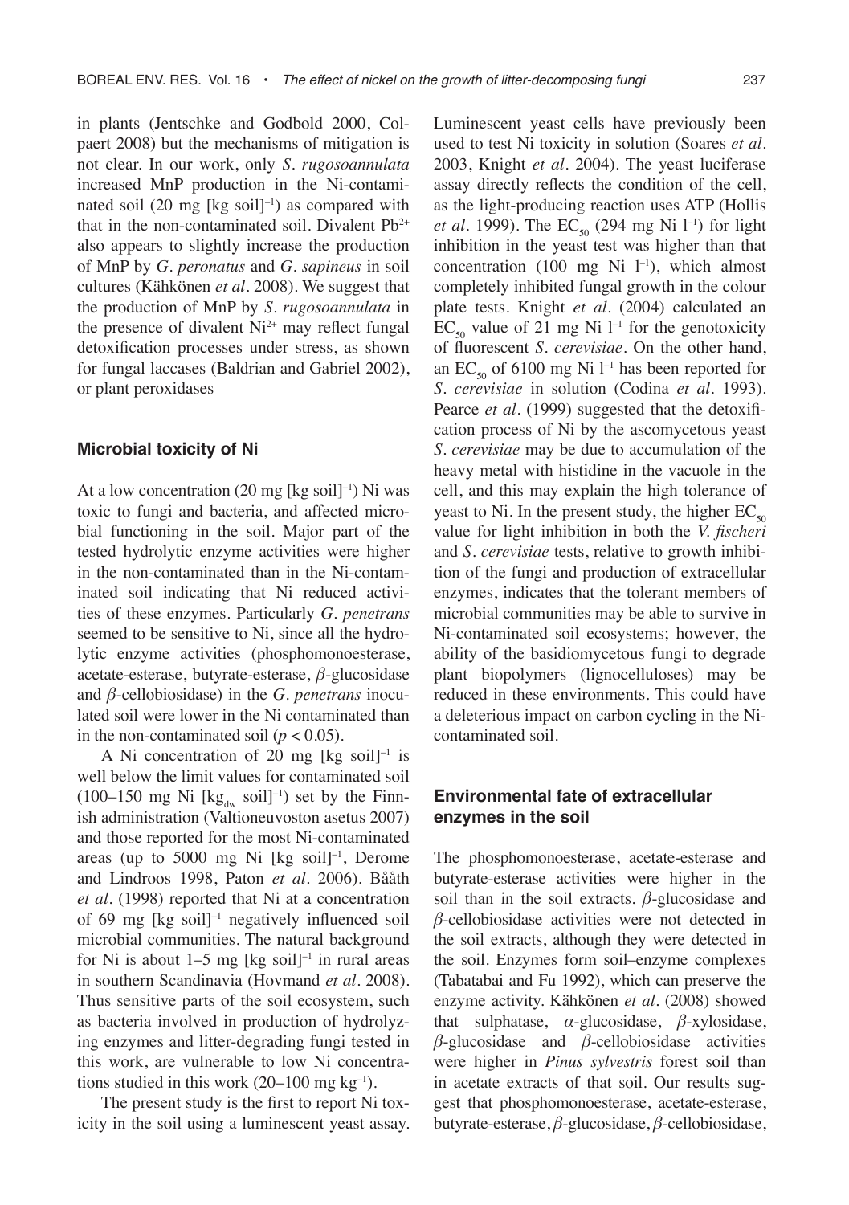in plants (Jentschke and Godbold 2000, Colpaert 2008) but the mechanisms of mitigation is not clear. In our work, only *S. rugosoannulata* increased MnP production in the Ni-contaminated soil (20 mg [kg soil]$^{-1}$) as compared with that in the non-contaminated soil. Divalent $Pb^{2+}$ also appears to slightly increase the production of MnP by *G. peronatus* and *G. sapineus* in soil cultures (Kähkönen *et al.* 2008). We suggest that the production of MnP by *S. rugosoannulata* in the presence of divalent $Ni^{2+}$ may reflect fungal detoxification processes under stress, as shown for fungal laccases (Baldrian and Gabriel 2002), or plant peroxidases

### Microbial toxicity of Ni

At a low concentration (20 mg [kg soil]$^{-1}$) Ni was toxic to fungi and bacteria, and affected microbial functioning in the soil. Major part of the tested hydrolytic enzyme activities were higher in the non-contaminated than in the Ni-contaminated soil indicating that Ni reduced activities of these enzymes. Particularly *G. penetrans* seemed to be sensitive to Ni, since all the hydrolytic enzyme activities (phosphomonoesterase, acetate-esterase, butyrate-esterase, $\beta$-glucosidase and $\beta$-cellobiosidase) in the *G. penetrans* inoculated soil were lower in the Ni contaminated than in the non-contaminated soil ($p < 0.05$).

A Ni concentration of 20 mg [kg soil]$^{-1}$ is well below the limit values for contaminated soil (100–150 mg Ni [$kg_{dw}$ soil]$^{-1}$) set by the Finnish administration (Valtioneuvoston asetus 2007) and those reported for the most Ni-contaminated areas (up to 5000 mg Ni [kg soil]$^{-1}$, Derome and Lindroos 1998, Paton *et al.* 2006). Bååth *et al.* (1998) reported that Ni at a concentration of 69 mg [kg soil]$^{-1}$ negatively influenced soil microbial communities. The natural background for Ni is about 1–5 mg [kg soil]$^{-1}$ in rural areas in southern Scandinavia (Hovmand *et al.* 2008). Thus sensitive parts of the soil ecosystem, such as bacteria involved in production of hydrolyzing enzymes and litter-degrading fungi tested in this work, are vulnerable to low Ni concentrations studied in this work (20–100 mg kg$^{-1}$).

The present study is the first to report Ni toxicity in the soil using a luminescent yeast assay. Luminescent yeast cells have previously been used to test Ni toxicity in solution (Soares *et al.* 2003, Knight *et al.* 2004). The yeast luciferase assay directly reflects the condition of the cell, as the light-producing reaction uses ATP (Hollis *et al.* 1999). The $EC_{50}$ (294 mg Ni l$^{-1}$) for light inhibition in the yeast test was higher than that concentration (100 mg Ni l$^{-1}$), which almost completely inhibited fungal growth in the colour plate tests. Knight *et al.* (2004) calculated an $EC_{50}$ value of 21 mg Ni l$^{-1}$ for the genotoxicity of fluorescent *S. cerevisiae*. On the other hand, an $EC_{50}$ of 6100 mg Ni l$^{-1}$ has been reported for *S. cerevisiae* in solution (Codina *et al.* 1993). Pearce *et al.* (1999) suggested that the detoxification process of Ni by the ascomycetous yeast *S. cerevisiae* may be due to accumulation of the heavy metal with histidine in the vacuole in the cell, and this may explain the high tolerance of yeast to Ni. In the present study, the higher $EC_{50}$ value for light inhibition in both the *V. fischeri* and *S. cerevisiae* tests, relative to growth inhibition of the fungi and production of extracellular enzymes, indicates that the tolerant members of microbial communities may be able to survive in Ni-contaminated soil ecosystems; however, the ability of the basidiomycetous fungi to degrade plant biopolymers (lignocelluloses) may be reduced in these environments. This could have a deleterious impact on carbon cycling in the Ni-contaminated soil.

### Environmental fate of extracellular enzymes in the soil

The phosphomonoesterase, acetate-esterase and butyrate-esterase activities were higher in the soil than in the soil extracts. $\beta$-glucosidase and $\beta$-cellobiosidase activities were not detected in the soil extracts, although they were detected in the soil. Enzymes form soil–enzyme complexes (Tabatabai and Fu 1992), which can preserve the enzyme activity. Kähkönen *et al.* (2008) showed that sulphatase, $\alpha$-glucosidase, $\beta$-xylosidase, $\beta$-glucosidase and $\beta$-cellobiosidase activities were higher in *Pinus sylvestris* forest soil than in acetate extracts of that soil. Our results suggest that phosphomonoesterase, acetate-esterase, butyrate-esterase, $\beta$-glucosidase, $\beta$-cellobiosidase,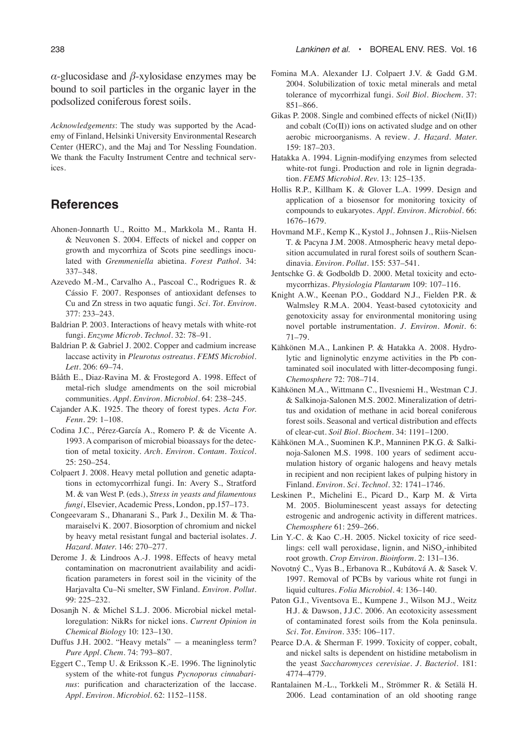$\alpha$-glucosidase and $\beta$-xylosidase enzymes may be bound to soil particles in the organic layer in the podsolized coniferous forest soils.

*Acknowledgements*: The study was supported by the Academy of Finland, Helsinki University Environmental Research Center (HERC), and the Maj and Tor Nessling Foundation. We thank the Faculty Instrument Centre and technical services.

## References

Ahonen-Jonnarth U., Roitto M., Markkola M., Ranta H. & Neuvonen S. 2004. Effects of nickel and copper on growth and mycorrhiza of Scots pine seedlings inoculated with *Gremmeniella* abietina. *Forest Pathol.* 34: 337–348.

Azevedo M.-M., Carvalho A., Pascoal C., Rodrigues R. & Cássio F. 2007. Responses of antioxidant defenses to Cu and Zn stress in two aquatic fungi. *Sci. Tot. Environ.* 377: 233–243.

Baldrian P. 2003. Interactions of heavy metals with white-rot fungi. *Enzyme Microb. Technol.* 32: 78–91.

Baldrian P. & Gabriel J. 2002. Copper and cadmium increase laccase activity in *Pleurotus ostreatus*. *FEMS Microbiol. Lett.* 206: 69–74.

Bååth E., Diaz-Ravina M. & Frostegord A. 1998. Effect of metal-rich sludge amendments on the soil microbial communities. *Appl. Environ. Microbiol.* 64: 238–245.

Cajander A.K. 1925. The theory of forest types. *Acta For. Fenn.* 29: 1–108.

Codina J.C., Pérez-García A., Romero P. & de Vicente A. 1993. A comparison of microbial bioassays for the detection of metal toxicity. *Arch. Environ. Contam. Toxicol.* 25: 250–254.

Colpaert J. 2008. Heavy metal pollution and genetic adaptations in ectomycorrhizal fungi. In: Avery S., Stratford M. & van West P. (eds.), *Stress in yeasts and filamentous fungi*, Elsevier, Academic Press, London, pp.157–173.

Congeevaram S., Dhanarani S., Park J., Dexilin M. & Thamaraiselvi K. 2007. Biosorption of chromium and nickel by heavy metal resistant fungal and bacterial isolates. *J. Hazard. Mater.* 146: 270–277.

Derome J. & Lindroos A.-J. 1998. Effects of heavy metal contamination on macronutrient availability and acidification parameters in forest soil in the vicinity of the Harjavalta Cu–Ni smelter, SW Finland. *Environ. Pollut.* 99: 225–232.

Dosanjh N. & Michel S.L.J. 2006. Microbial nickel metalloregulation: NikRs for nickel ions. *Current Opinion in Chemical Biology* 10: 123–130.

Duffus J.H. 2002. "Heavy metals" — a meaningless term? *Pure Appl. Chem.* 74: 793–807.

Eggert C., Temp U. & Eriksson K.-E. 1996. The ligninolytic system of the white-rot fungus *Pycnoporus cinnabarinus*: purification and characterization of the laccase. *Appl. Environ. Microbiol.* 62: 1152–1158.

Fomina M.A. Alexander I.J. Colpaert J.V. & Gadd G.M. 2004. Solubilization of toxic metal minerals and metal tolerance of mycorrhizal fungi. *Soil Biol. Biochem.* 37: 851–866.

Gikas P. 2008. Single and combined effects of nickel (Ni(II)) and cobalt (Co(II)) ions on activated sludge and on other aerobic microorganisms. A review. *J. Hazard. Mater.* 159: 187–203.

Hatakka A. 1994. Lignin-modifying enzymes from selected white-rot fungi. Production and role in lignin degradation. *FEMS Microbiol. Rev.* 13: 125–135.

Hollis R.P., Killham K. & Glover L.A. 1999. Design and application of a biosensor for monitoring toxicity of compounds to eukaryotes. *Appl. Environ. Microbiol.* 66: 1676–1679.

Hovmand M.F., Kemp K., Kystol J., Johnsen J., Riis-Nielsen T. & Pacyna J.M. 2008. Atmospheric heavy metal deposition accumulated in rural forest soils of southern Scandinavia. *Environ. Pollut.* 155: 537–541.

Jentschke G. & Godboldb D. 2000. Metal toxicity and ectomycorrhizas. *Physiologia Plantarum* 109: 107–116.

Knight A.W., Keenan P.O., Goddard N.J., Fielden P.R. & Walmsley R.M.A. 2004. Yeast-based cytotoxicity and genotoxicity assay for environmental monitoring using novel portable instrumentation. *J. Environ. Monit.* 6: 71–79.

Kähkönen M.A., Lankinen P. & Hatakka A. 2008. Hydrolytic and ligninolytic enzyme activities in the Pb contaminated soil inoculated with litter-decomposing fungi. *Chemosphere* 72: 708–714.

Kähkönen M.A., Wittmann C., Ilvesniemi H., Westman C.J. & Salkinoja-Salonen M.S. 2002. Mineralization of detritus and oxidation of methane in acid boreal coniferous forest soils. Seasonal and vertical distribution and effects of clear-cut. *Soil Biol. Biochem.* 34: 1191–1200.

Kähkönen M.A., Suominen K.P., Manninen P.K.G. & Salkinoja-Salonen M.S. 1998. 100 years of sediment accumulation history of organic halogens and heavy metals in recipient and non recipient lakes of pulping history in Finland. *Environ. Sci. Technol.* 32: 1741–1746.

Leskinen P., Michelini E., Picard D., Karp M. & Virta M. 2005. Bioluminescent yeast assays for detecting estrogenic and androgenic activity in different matrices. *Chemosphere* 61: 259–266.

Lin Y.-C. & Kao C.-H. 2005. Nickel toxicity of rice seedlings: cell wall peroxidase, lignin, and $NiSO_4$-inhibited root growth. *Crop Environ. Bioinform.* 2: 131–136.

Novotný C., Vyas B., Erbanova R., Kubátová A. & Sasek V. 1997. Removal of PCBs by various white rot fungi in liquid cultures. *Folia Microbiol.* 4: 136–140.

Paton G.I., Viventsova E., Kumpene J., Wilson M.J., Weitz H.J. & Dawson, J.J.C. 2006. An ecotoxicity assessment of contaminated forest soils from the Kola peninsula. *Sci. Tot. Environ.* 335: 106–117.

Pearce D.A. & Sherman F. 1999. Toxicity of copper, cobalt, and nickel salts is dependent on histidine metabolism in the yeast *Saccharomyces cerevisiae*. *J. Bacteriol.* 181: 4774–4779.

Rantalainen M.-L., Torkkeli M., Strömmer R. & Setälä H. 2006. Lead contamination of an old shooting range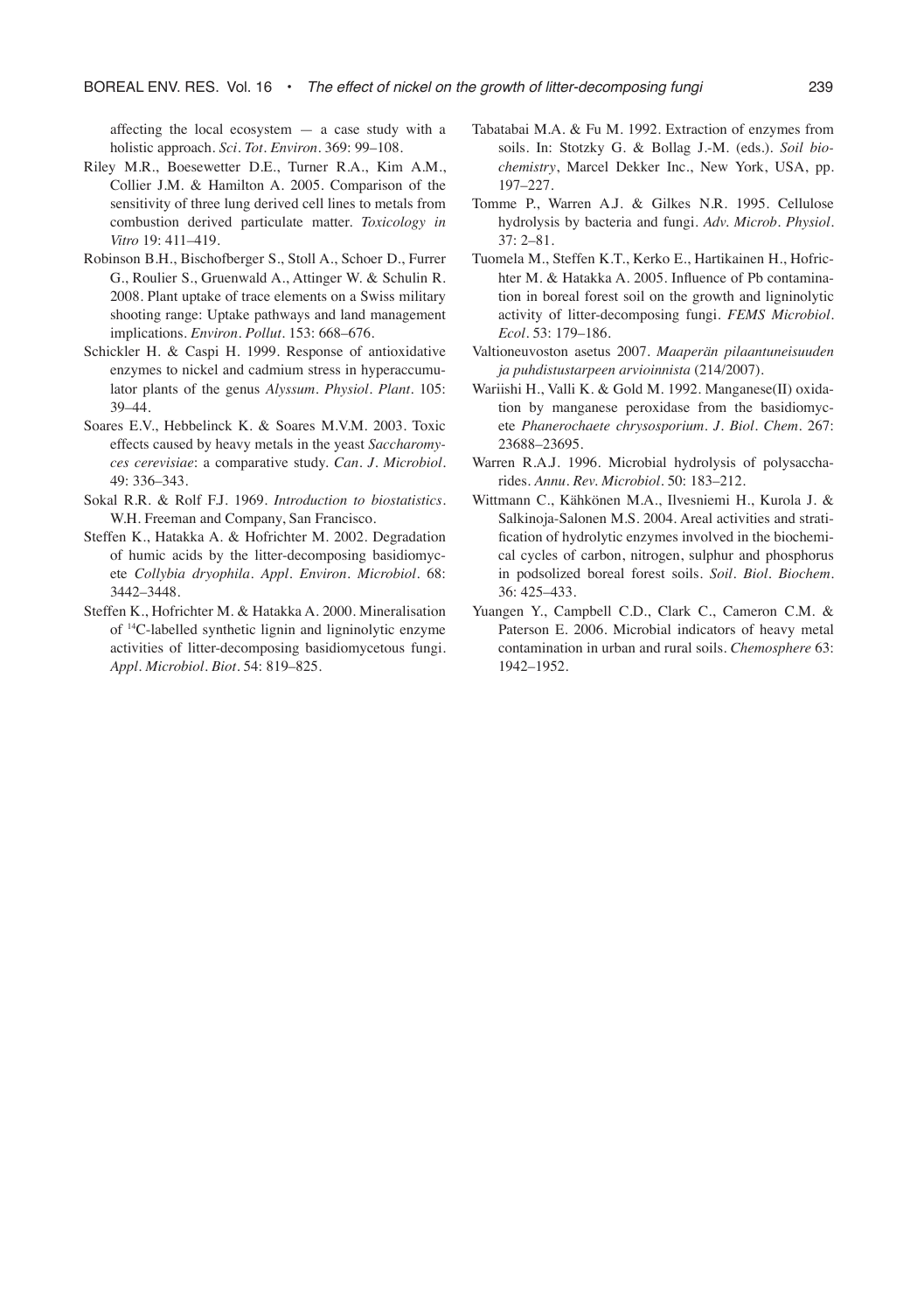affecting the local ecosystem — a case study with a holistic approach. *Sci. Tot. Environ.* 369: 99–108.

Riley M.R., Boesewetter D.E., Turner R.A., Kim A.M., Collier J.M. & Hamilton A. 2005. Comparison of the sensitivity of three lung derived cell lines to metals from combustion derived particulate matter. *Toxicology in Vitro* 19: 411–419.

Robinson B.H., Bischofberger S., Stoll A., Schoer D., Furrer G., Roulier S., Gruenwald A., Attinger W. & Schulin R. 2008. Plant uptake of trace elements on a Swiss military shooting range: Uptake pathways and land management implications. *Environ. Pollut.* 153: 668–676.

Schickler H. & Caspi H. 1999. Response of antioxidative enzymes to nickel and cadmium stress in hyperaccumulator plants of the genus *Alyssum*. *Physiol. Plant.* 105: 39–44.

Soares E.V., Hebbelinck K. & Soares M.V.M. 2003. Toxic effects caused by heavy metals in the yeast *Saccharomyces cerevisiae*: a comparative study. *Can. J. Microbiol.* 49: 336–343.

Sokal R.R. & Rolf F.J. 1969. *Introduction to biostatistics*. W.H. Freeman and Company, San Francisco.

Steffen K., Hatakka A. & Hofrichter M. 2002. Degradation of humic acids by the litter-decomposing basidiomycete *Collybia dryophila*. *Appl. Environ. Microbiol.* 68: 3442–3448.

Steffen K., Hofrichter M. & Hatakka A. 2000. Mineralisation of $^{14}$C-labelled synthetic lignin and ligninolytic enzyme activities of litter-decomposing basidiomycetous fungi. *Appl. Microbiol. Biot.* 54: 819–825.

Tabatabai M.A. & Fu M. 1992. Extraction of enzymes from soils. In: Stotzky G. & Bollag J.-M. (eds.). *Soil biochemistry*, Marcel Dekker Inc., New York, USA, pp. 197–227.

Tomme P., Warren A.J. & Gilkes N.R. 1995. Cellulose hydrolysis by bacteria and fungi. *Adv. Microb. Physiol.* 37: 2–81.

Tuomela M., Steffen K.T., Kerko E., Hartikainen H., Hofrichter M. & Hatakka A. 2005. Influence of Pb contamination in boreal forest soil on the growth and ligninolytic activity of litter-decomposing fungi. *FEMS Microbiol. Ecol.* 53: 179–186.

Valtioneuvoston asetus 2007. *Maaperän pilaantuneisuuden ja puhdistustarpeen arvioinnista* (214/2007).

Wariishi H., Valli K. & Gold M. 1992. Manganese(II) oxidation by manganese peroxidase from the basidiomycete *Phanerochaete chrysosporium*. *J. Biol. Chem.* 267: 23688–23695.

Warren R.A.J. 1996. Microbial hydrolysis of polysaccharides. *Annu. Rev. Microbiol.* 50: 183–212.

Wittmann C., Kähkönen M.A., Ilvesniemi H., Kurola J. & Salkinoja-Salonen M.S. 2004. Areal activities and stratification of hydrolytic enzymes involved in the biochemical cycles of carbon, nitrogen, sulphur and phosphorus in podsolized boreal forest soils. *Soil. Biol. Biochem.* 36: 425–433.

Yuangen Y., Campbell C.D., Clark C., Cameron C.M. & Paterson E. 2006. Microbial indicators of heavy metal contamination in urban and rural soils. *Chemosphere* 63: 1942–1952.